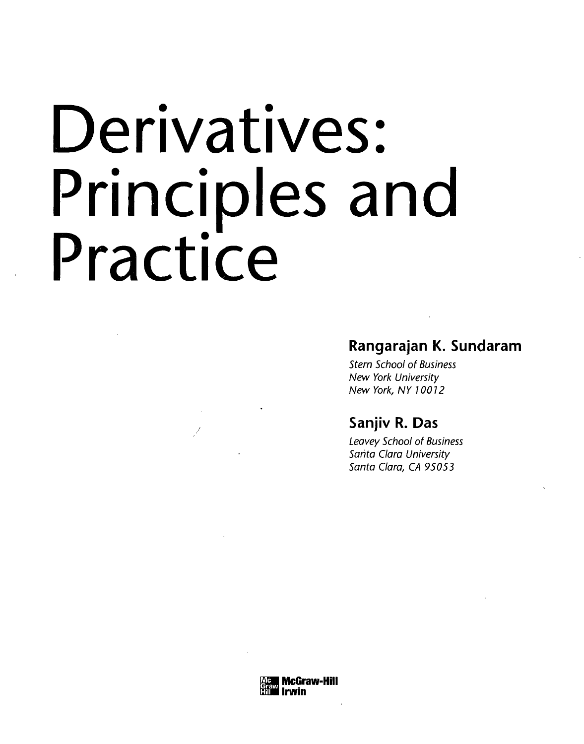# Derivatives: Principles and Practice

**Rangarajan K. Sundaram**

*Stern School of Business*
*New York University*
*New York, NY 10012*

**Sanjiv R. Das**

*Leavey School of Business*
*Santa Clara University*
*Santa Clara, CA 95053*

McGraw-Hill
Irwin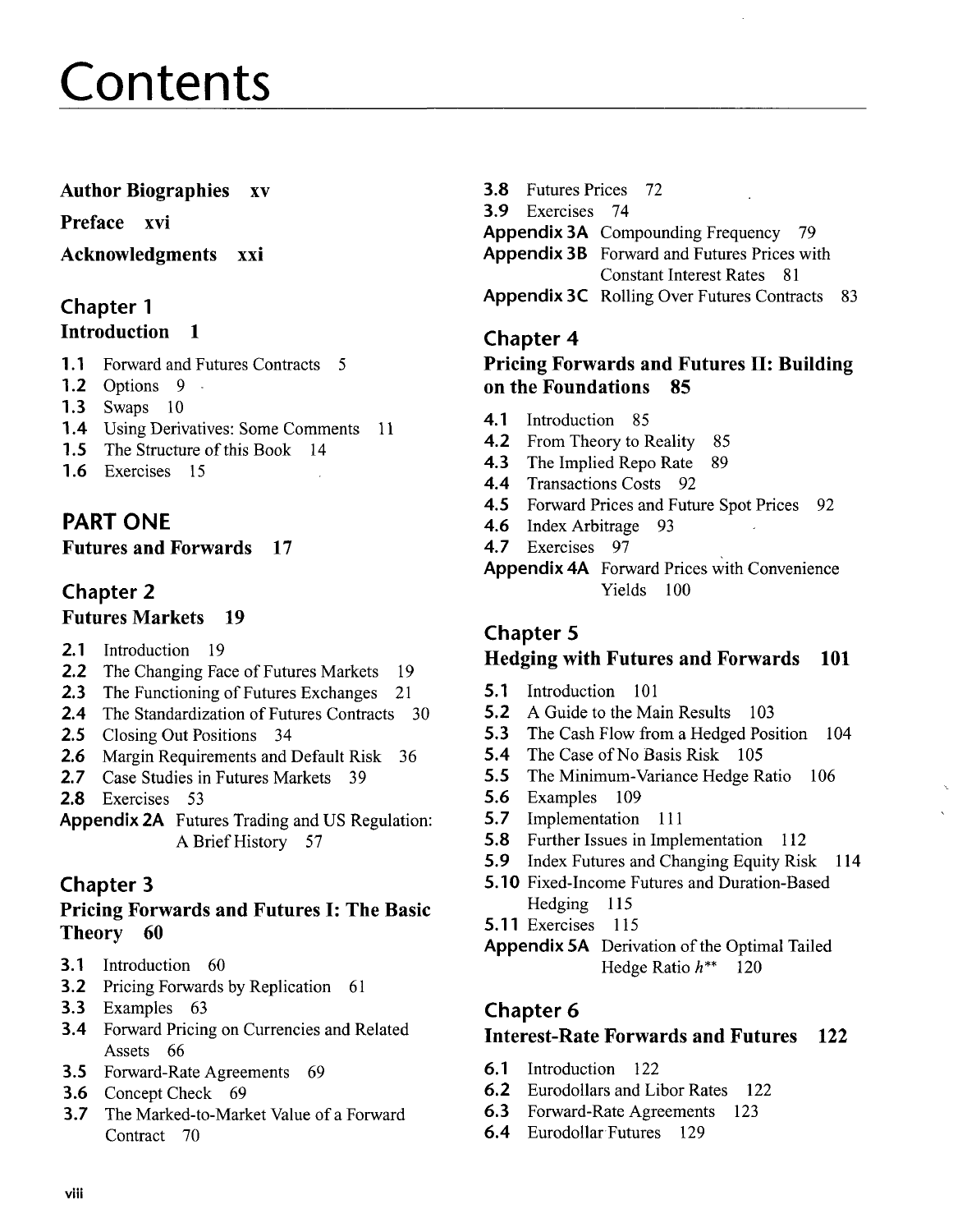# Contents

**Author Biographies xv**

**Preface xvi**

**Acknowledgments xxi**

## Chapter 1
**Introduction 1**

- **1.1** Forward and Futures Contracts 5
- **1.2** Options 9
- **1.3** Swaps 10
- **1.4** Using Derivatives: Some Comments 11
- **1.5** The Structure of this Book 14
- **1.6** Exercises 15

## PART ONE
**Futures and Forwards 17**

## Chapter 2
**Futures Markets 19**

- **2.1** Introduction 19
- **2.2** The Changing Face of Futures Markets 19
- **2.3** The Functioning of Futures Exchanges 21
- **2.4** The Standardization of Futures Contracts 30
- **2.5** Closing Out Positions 34
- **2.6** Margin Requirements and Default Risk 36
- **2.7** Case Studies in Futures Markets 39
- **2.8** Exercises 53
- **Appendix 2A** Futures Trading and US Regulation: A Brief History 57

## Chapter 3
**Pricing Forwards and Futures I: The Basic Theory 60**

- **3.1** Introduction 60
- **3.2** Pricing Forwards by Replication 61
- **3.3** Examples 63
- **3.4** Forward Pricing on Currencies and Related Assets 66
- **3.5** Forward-Rate Agreements 69
- **3.6** Concept Check 69
- **3.7** The Marked-to-Market Value of a Forward Contract 70
- **3.8** Futures Prices 72
- **3.9** Exercises 74
- **Appendix 3A** Compounding Frequency 79
- **Appendix 3B** Forward and Futures Prices with Constant Interest Rates 81
- **Appendix 3C** Rolling Over Futures Contracts 83

## Chapter 4
**Pricing Forwards and Futures II: Building on the Foundations 85**

- **4.1** Introduction 85
- **4.2** From Theory to Reality 85
- **4.3** The Implied Repo Rate 89
- **4.4** Transactions Costs 92
- **4.5** Forward Prices and Future Spot Prices 92
- **4.6** Index Arbitrage 93
- **4.7** Exercises 97
- **Appendix 4A** Forward Prices with Convenience Yields 100

## Chapter 5
**Hedging with Futures and Forwards 101**

- **5.1** Introduction 101
- **5.2** A Guide to the Main Results 103
- **5.3** The Cash Flow from a Hedged Position 104
- **5.4** The Case of No Basis Risk 105
- **5.5** The Minimum-Variance Hedge Ratio 106
- **5.6** Examples 109
- **5.7** Implementation 111
- **5.8** Further Issues in Implementation 112
- **5.9** Index Futures and Changing Equity Risk 114
- **5.10** Fixed-Income Futures and Duration-Based Hedging 115
- **5.11** Exercises 115
- **Appendix 5A** Derivation of the Optimal Tailed Hedge Ratio $h^{**}$ 120

## Chapter 6
**Interest-Rate Forwards and Futures 122**

- **6.1** Introduction 122
- **6.2** Eurodollars and Libor Rates 122
- **6.3** Forward-Rate Agreements 123
- **6.4** Eurodollar Futures 129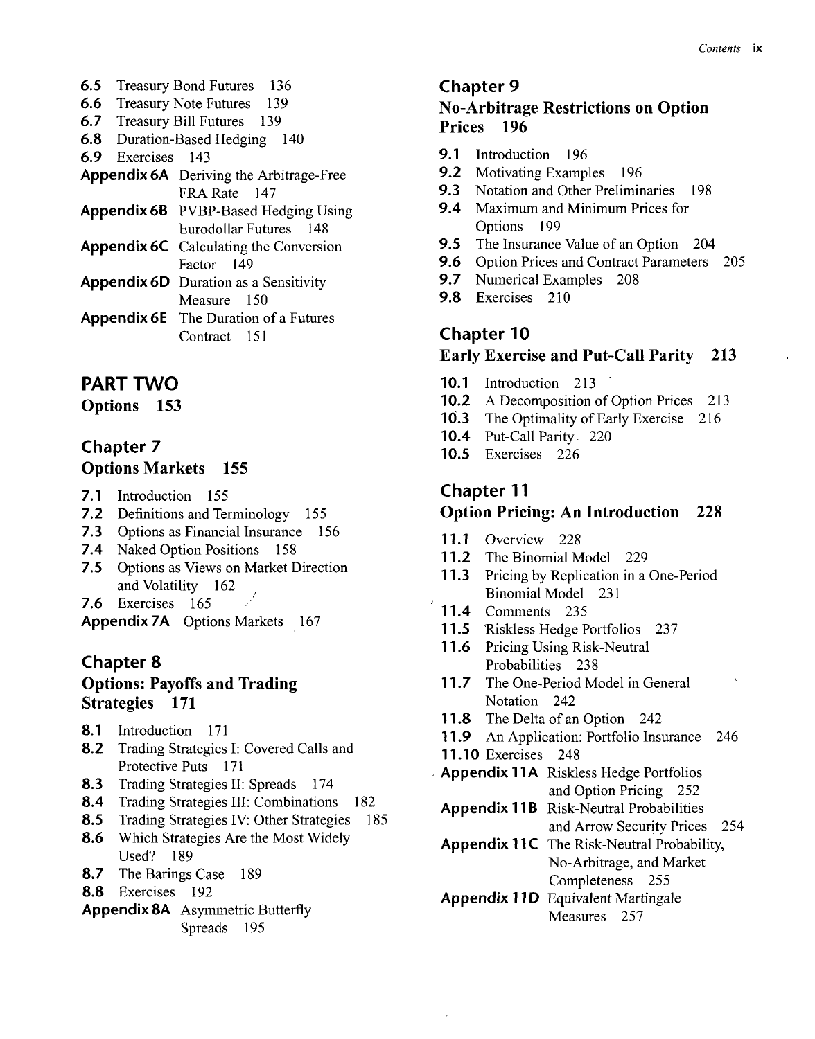6.5 Treasury Bond Futures 136
6.6 Treasury Note Futures 139
6.7 Treasury Bill Futures 139
6.8 Duration-Based Hedging 140
6.9 Exercises 143
**Appendix 6A** Deriving the Arbitrage-Free FRA Rate 147
**Appendix 6B** PVBP-Based Hedging Using Eurodollar Futures 148
**Appendix 6C** Calculating the Conversion Factor 149
**Appendix 6D** Duration as a Sensitivity Measure 150
**Appendix 6E** The Duration of a Futures Contract 151

# PART TWO
## Options 153

## Chapter 7
### Options Markets 155

7.1 Introduction 155
7.2 Definitions and Terminology 155
7.3 Options as Financial Insurance 156
7.4 Naked Option Positions 158
7.5 Options as Views on Market Direction and Volatility 162
7.6 Exercises 165
**Appendix 7A** Options Markets 167

## Chapter 8
### Options: Payoffs and Trading Strategies 171

8.1 Introduction 171
8.2 Trading Strategies I: Covered Calls and Protective Puts 171
8.3 Trading Strategies II: Spreads 174
8.4 Trading Strategies III: Combinations 182
8.5 Trading Strategies IV: Other Strategies 185
8.6 Which Strategies Are the Most Widely Used? 189
8.7 The Barings Case 189
8.8 Exercises 192
**Appendix 8A** Asymmetric Butterfly Spreads 195

## Chapter 9
### No-Arbitrage Restrictions on Option Prices 196

9.1 Introduction 196
9.2 Motivating Examples 196
9.3 Notation and Other Preliminaries 198
9.4 Maximum and Minimum Prices for Options 199
9.5 The Insurance Value of an Option 204
9.6 Option Prices and Contract Parameters 205
9.7 Numerical Examples 208
9.8 Exercises 210

## Chapter 10
### Early Exercise and Put-Call Parity 213

10.1 Introduction 213
10.2 A Decomposition of Option Prices 213
10.3 The Optimality of Early Exercise 216
10.4 Put-Call Parity 220
10.5 Exercises 226

## Chapter 11
### Option Pricing: An Introduction 228

11.1 Overview 228
11.2 The Binomial Model 229
11.3 Pricing by Replication in a One-Period Binomial Model 231
11.4 Comments 235
11.5 Riskless Hedge Portfolios 237
11.6 Pricing Using Risk-Neutral Probabilities 238
11.7 The One-Period Model in General Notation 242
11.8 The Delta of an Option 242
11.9 An Application: Portfolio Insurance 246
11.10 Exercises 248
**Appendix 11A** Riskless Hedge Portfolios and Option Pricing 252
**Appendix 11B** Risk-Neutral Probabilities and Arrow Security Prices 254
**Appendix 11C** The Risk-Neutral Probability, No-Arbitrage, and Market Completeness 255
**Appendix 11D** Equivalent Martingale Measures 257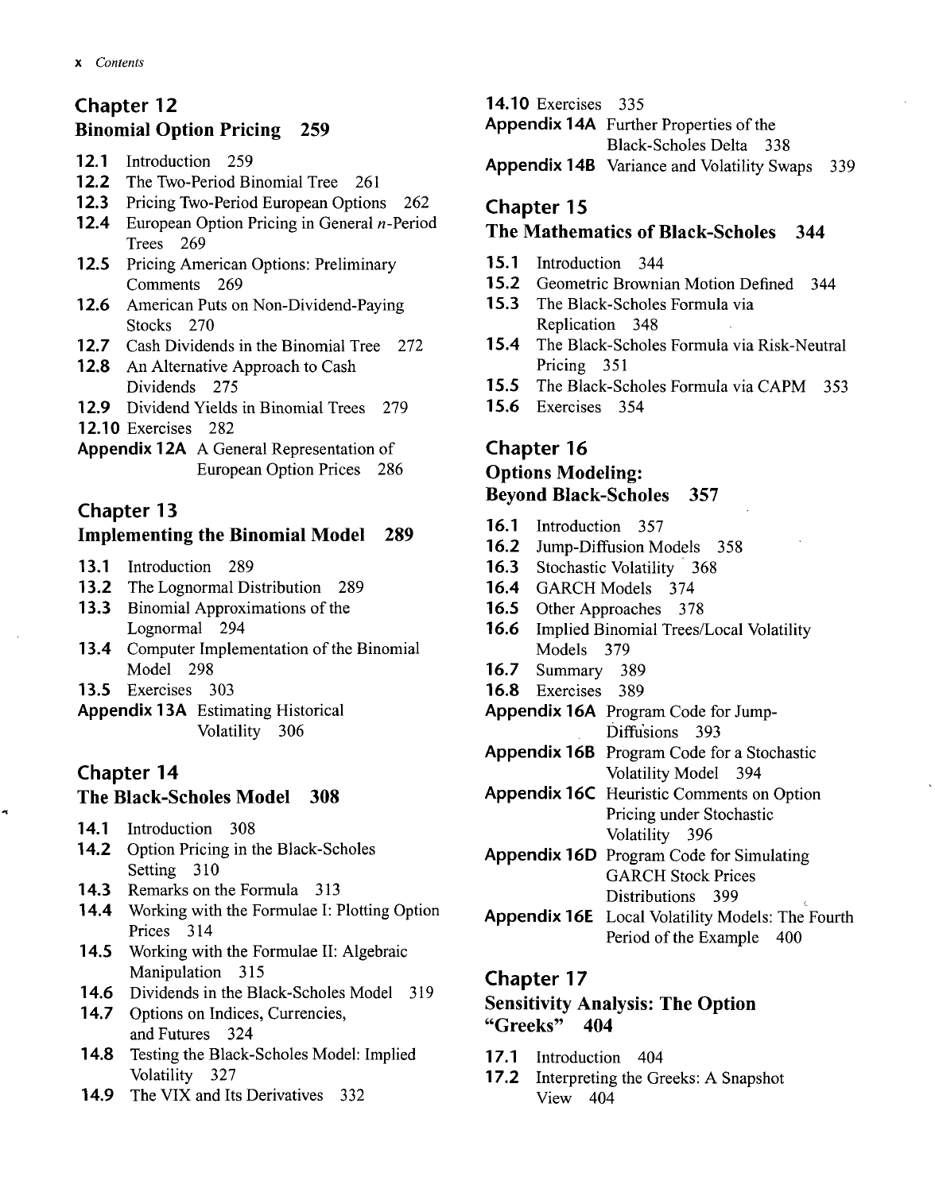## Chapter 12
### Binomial Option Pricing 259

**12.1** Introduction 259
**12.2** The Two-Period Binomial Tree 261
**12.3** Pricing Two-Period European Options 262
**12.4** European Option Pricing in General $n$-Period Trees 269
**12.5** Pricing American Options: Preliminary Comments 269
**12.6** American Puts on Non-Dividend-Paying Stocks 270
**12.7** Cash Dividends in the Binomial Tree 272
**12.8** An Alternative Approach to Cash Dividends 275
**12.9** Dividend Yields in Binomial Trees 279
**12.10** Exercises 282
**Appendix 12A** A General Representation of European Option Prices 286

## Chapter 13
### Implementing the Binomial Model 289

**13.1** Introduction 289
**13.2** The Lognormal Distribution 289
**13.3** Binomial Approximations of the Lognormal 294
**13.4** Computer Implementation of the Binomial Model 298
**13.5** Exercises 303
**Appendix 13A** Estimating Historical Volatility 306

## Chapter 14
### The Black-Scholes Model 308

**14.1** Introduction 308
**14.2** Option Pricing in the Black-Scholes Setting 310
**14.3** Remarks on the Formula 313
**14.4** Working with the Formulae I: Plotting Option Prices 314
**14.5** Working with the Formulae II: Algebraic Manipulation 315
**14.6** Dividends in the Black-Scholes Model 319
**14.7** Options on Indices, Currencies, and Futures 324
**14.8** Testing the Black-Scholes Model: Implied Volatility 327
**14.9** The VIX and Its Derivatives 332
**14.10** Exercises 335
**Appendix 14A** Further Properties of the Black-Scholes Delta 338
**Appendix 14B** Variance and Volatility Swaps 339

## Chapter 15
### The Mathematics of Black-Scholes 344

**15.1** Introduction 344
**15.2** Geometric Brownian Motion Defined 344
**15.3** The Black-Scholes Formula via Replication 348
**15.4** The Black-Scholes Formula via Risk-Neutral Pricing 351
**15.5** The Black-Scholes Formula via CAPM 353
**15.6** Exercises 354

## Chapter 16
### Options Modeling: Beyond Black-Scholes 357

**16.1** Introduction 357
**16.2** Jump-Diffusion Models 358
**16.3** Stochastic Volatility 368
**16.4** GARCH Models 374
**16.5** Other Approaches 378
**16.6** Implied Binomial Trees/Local Volatility Models 379
**16.7** Summary 389
**16.8** Exercises 389
**Appendix 16A** Program Code for Jump-Diffusions 393
**Appendix 16B** Program Code for a Stochastic Volatility Model 394
**Appendix 16C** Heuristic Comments on Option Pricing under Stochastic Volatility 396
**Appendix 16D** Program Code for Simulating GARCH Stock Prices Distributions 399
**Appendix 16E** Local Volatility Models: The Fourth Period of the Example 400

## Chapter 17
### Sensitivity Analysis: The Option "Greeks" 404

**17.1** Introduction 404
**17.2** Interpreting the Greeks: A Snapshot View 404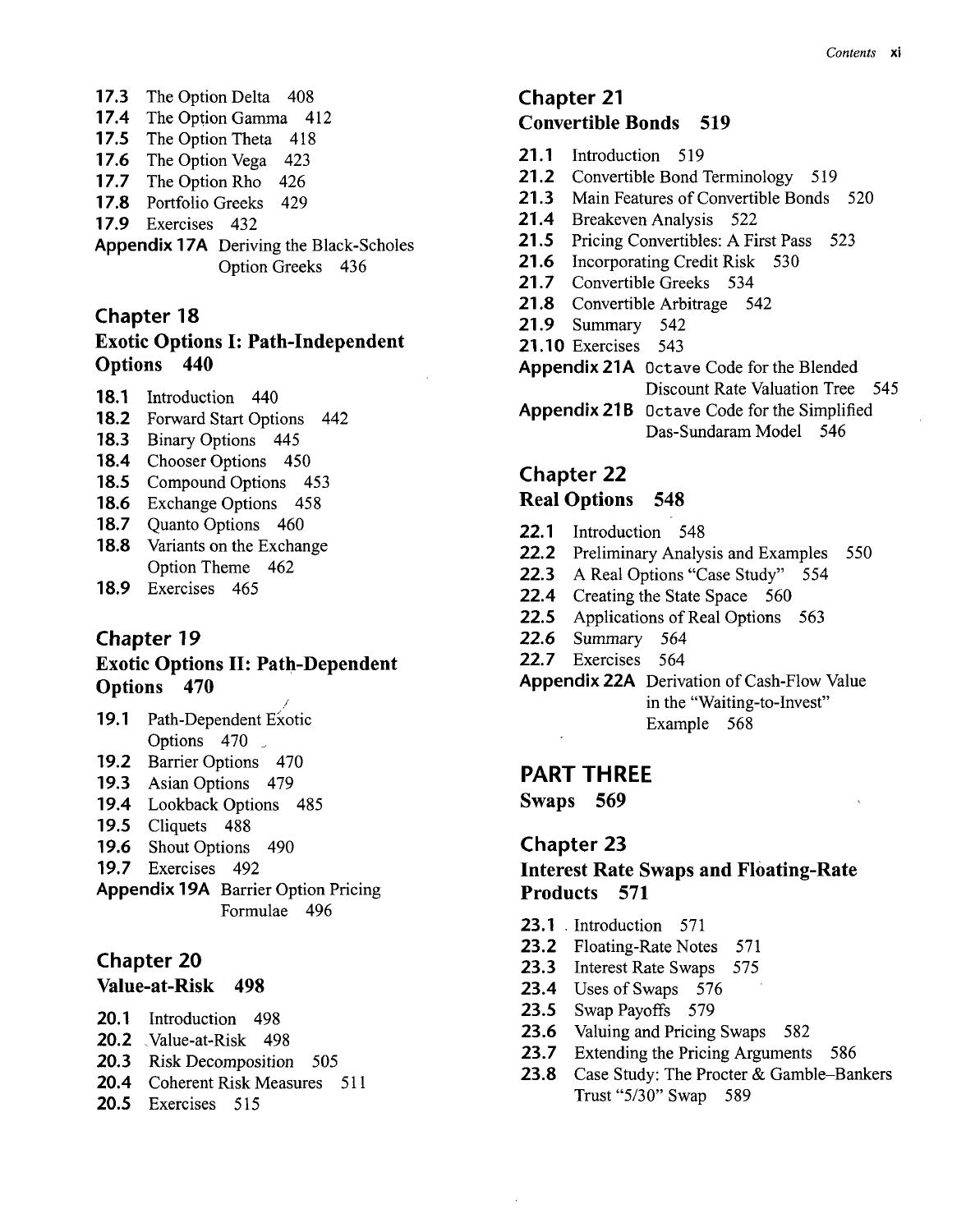17.3 The Option Delta 408
17.4 The Option Gamma 412
17.5 The Option Theta 418
17.6 The Option Vega 423
17.7 The Option Rho 426
17.8 Portfolio Greeks 429
17.9 Exercises 432
**Appendix 17A** Deriving the Black-Scholes Option Greeks 436

## Chapter 18
## Exotic Options I: Path-Independent Options 440

18.1 Introduction 440
18.2 Forward Start Options 442
18.3 Binary Options 445
18.4 Chooser Options 450
18.5 Compound Options 453
18.6 Exchange Options 458
18.7 Quanto Options 460
18.8 Variants on the Exchange Option Theme 462
18.9 Exercises 465

## Chapter 19
## Exotic Options II: Path-Dependent Options 470

19.1 Path-Dependent Exotic Options 470
19.2 Barrier Options 470
19.3 Asian Options 479
19.4 Lookback Options 485
19.5 Cliquets 488
19.6 Shout Options 490
19.7 Exercises 492
**Appendix 19A** Barrier Option Pricing Formulae 496

## Chapter 20
## Value-at-Risk 498

20.1 Introduction 498
20.2 Value-at-Risk 498
20.3 Risk Decomposition 505
20.4 Coherent Risk Measures 511
20.5 Exercises 515

## Chapter 21
## Convertible Bonds 519

21.1 Introduction 519
21.2 Convertible Bond Terminology 519
21.3 Main Features of Convertible Bonds 520
21.4 Breakeven Analysis 522
21.5 Pricing Convertibles: A First Pass 523
21.6 Incorporating Credit Risk 530
21.7 Convertible Greeks 534
21.8 Convertible Arbitrage 542
21.9 Summary 542
21.10 Exercises 543
**Appendix 21A** `Octave` Code for the Blended Discount Rate Valuation Tree 545
**Appendix 21B** `Octave` Code for the Simplified Das-Sundaram Model 546

## Chapter 22
## Real Options 548

22.1 Introduction 548
22.2 Preliminary Analysis and Examples 550
22.3 A Real Options "Case Study" 554
22.4 Creating the State Space 560
22.5 Applications of Real Options 563
22.6 Summary 564
22.7 Exercises 564
**Appendix 22A** Derivation of Cash-Flow Value in the "Waiting-to-Invest" Example 568

# PART THREE
## Swaps 569

## Chapter 23
## Interest Rate Swaps and Floating-Rate Products 571

23.1 Introduction 571
23.2 Floating-Rate Notes 571
23.3 Interest Rate Swaps 575
23.4 Uses of Swaps 576
23.5 Swap Payoffs 579
23.6 Valuing and Pricing Swaps 582
23.7 Extending the Pricing Arguments 586
23.8 Case Study: The Procter & Gamble–Bankers Trust "5/30" Swap 589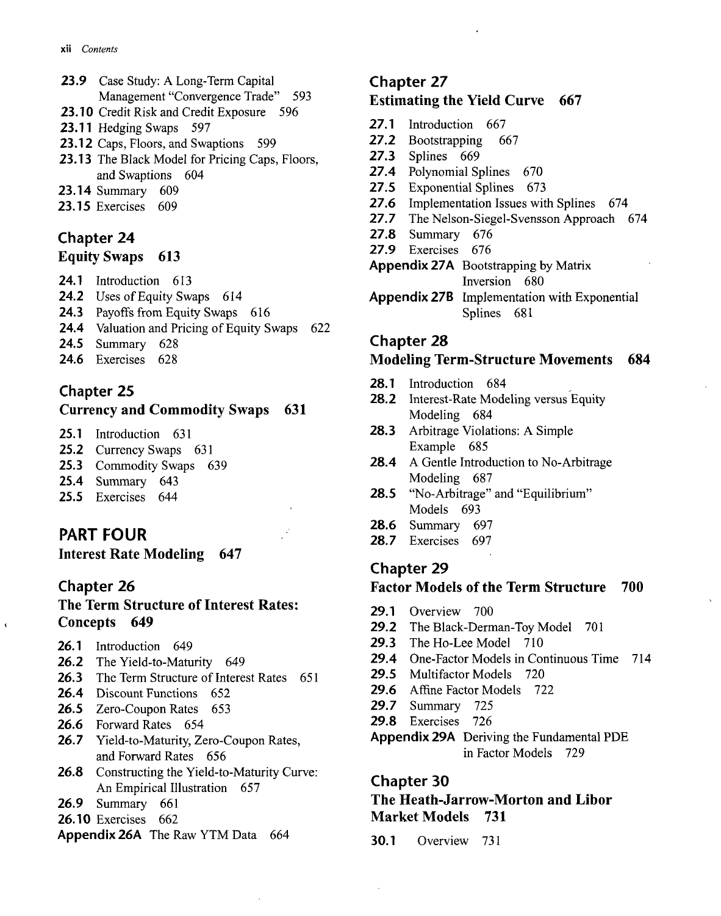- **23.9** Case Study: A Long-Term Capital Management "Convergence Trade" 593
- **23.10** Credit Risk and Credit Exposure 596
- **23.11** Hedging Swaps 597
- **23.12** Caps, Floors, and Swaptions 599
- **23.13** The Black Model for Pricing Caps, Floors, and Swaptions 604
- **23.14** Summary 609
- **23.15** Exercises 609

## Chapter 24
### Equity Swaps 613

- **24.1** Introduction 613
- **24.2** Uses of Equity Swaps 614
- **24.3** Payoffs from Equity Swaps 616
- **24.4** Valuation and Pricing of Equity Swaps 622
- **24.5** Summary 628
- **24.6** Exercises 628

## Chapter 25
### Currency and Commodity Swaps 631

- **25.1** Introduction 631
- **25.2** Currency Swaps 631
- **25.3** Commodity Swaps 639
- **25.4** Summary 643
- **25.5** Exercises 644

# PART FOUR
## Interest Rate Modeling 647

## Chapter 26
### The Term Structure of Interest Rates: Concepts 649

- **26.1** Introduction 649
- **26.2** The Yield-to-Maturity 649
- **26.3** The Term Structure of Interest Rates 651
- **26.4** Discount Functions 652
- **26.5** Zero-Coupon Rates 653
- **26.6** Forward Rates 654
- **26.7** Yield-to-Maturity, Zero-Coupon Rates, and Forward Rates 656
- **26.8** Constructing the Yield-to-Maturity Curve: An Empirical Illustration 657
- **26.9** Summary 661
- **26.10** Exercises 662

**Appendix 26A** The Raw YTM Data 664

## Chapter 27
### Estimating the Yield Curve 667

- **27.1** Introduction 667
- **27.2** Bootstrapping 667
- **27.3** Splines 669
- **27.4** Polynomial Splines 670
- **27.5** Exponential Splines 673
- **27.6** Implementation Issues with Splines 674
- **27.7** The Nelson-Siegel-Svensson Approach 674
- **27.8** Summary 676
- **27.9** Exercises 676

**Appendix 27A** Bootstrapping by Matrix Inversion 680

**Appendix 27B** Implementation with Exponential Splines 681

## Chapter 28
### Modeling Term-Structure Movements 684

- **28.1** Introduction 684
- **28.2** Interest-Rate Modeling versus Equity Modeling 684
- **28.3** Arbitrage Violations: A Simple Example 685
- **28.4** A Gentle Introduction to No-Arbitrage Modeling 687
- **28.5** "No-Arbitrage" and "Equilibrium" Models 693
- **28.6** Summary 697
- **28.7** Exercises 697

## Chapter 29
### Factor Models of the Term Structure 700

- **29.1** Overview 700
- **29.2** The Black-Derman-Toy Model 701
- **29.3** The Ho-Lee Model 710
- **29.4** One-Factor Models in Continuous Time 714
- **29.5** Multifactor Models 720
- **29.6** Affine Factor Models 722
- **29.7** Summary 725
- **29.8** Exercises 726

**Appendix 29A** Deriving the Fundamental PDE in Factor Models 729

## Chapter 30
### The Heath-Jarrow-Morton and Libor Market Models 731

- **30.1** Overview 731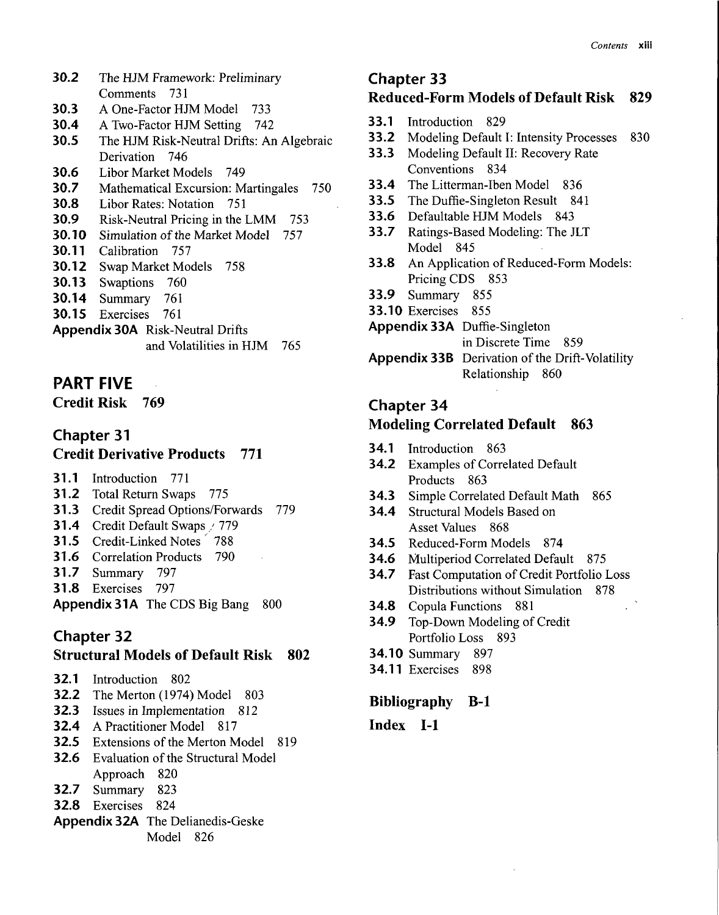30.2 The HJM Framework: Preliminary Comments 731
30.3 A One-Factor HJM Model 733
30.4 A Two-Factor HJM Setting 742
30.5 The HJM Risk-Neutral Drifts: An Algebraic Derivation 746
30.6 Libor Market Models 749
30.7 Mathematical Excursion: Martingales 750
30.8 Libor Rates: Notation 751
30.9 Risk-Neutral Pricing in the LMM 753
30.10 Simulation of the Market Model 757
30.11 Calibration 757
30.12 Swap Market Models 758
30.13 Swaptions 760
30.14 Summary 761
30.15 Exercises 761
**Appendix 30A** Risk-Neutral Drifts and Volatilities in HJM 765

# PART FIVE
**Credit Risk 769**

## Chapter 31
**Credit Derivative Products 771**

31.1 Introduction 771
31.2 Total Return Swaps 775
31.3 Credit Spread Options/Forwards 779
31.4 Credit Default Swaps 779
31.5 Credit-Linked Notes 788
31.6 Correlation Products 790
31.7 Summary 797
31.8 Exercises 797
**Appendix 31A** The CDS Big Bang 800

## Chapter 32
**Structural Models of Default Risk 802**

32.1 Introduction 802
32.2 The Merton (1974) Model 803
32.3 Issues in Implementation 812
32.4 A Practitioner Model 817
32.5 Extensions of the Merton Model 819
32.6 Evaluation of the Structural Model Approach 820
32.7 Summary 823
32.8 Exercises 824
**Appendix 32A** The Delianedis-Geske Model 826

## Chapter 33
**Reduced-Form Models of Default Risk 829**

33.1 Introduction 829
33.2 Modeling Default I: Intensity Processes 830
33.3 Modeling Default II: Recovery Rate Conventions 834
33.4 The Litterman-Iben Model 836
33.5 The Duffie-Singleton Result 841
33.6 Defaultable HJM Models 843
33.7 Ratings-Based Modeling: The JLT Model 845
33.8 An Application of Reduced-Form Models: Pricing CDS 853
33.9 Summary 855
33.10 Exercises 855
**Appendix 33A** Duffie-Singleton in Discrete Time 859
**Appendix 33B** Derivation of the Drift-Volatility Relationship 860

## Chapter 34
**Modeling Correlated Default 863**

34.1 Introduction 863
34.2 Examples of Correlated Default Products 863
34.3 Simple Correlated Default Math 865
34.4 Structural Models Based on Asset Values 868
34.5 Reduced-Form Models 874
34.6 Multiperiod Correlated Default 875
34.7 Fast Computation of Credit Portfolio Loss Distributions without Simulation 878
34.8 Copula Functions 881
34.9 Top-Down Modeling of Credit Portfolio Loss 893
34.10 Summary 897
34.11 Exercises 898

**Bibliography B-1**

**Index I-1**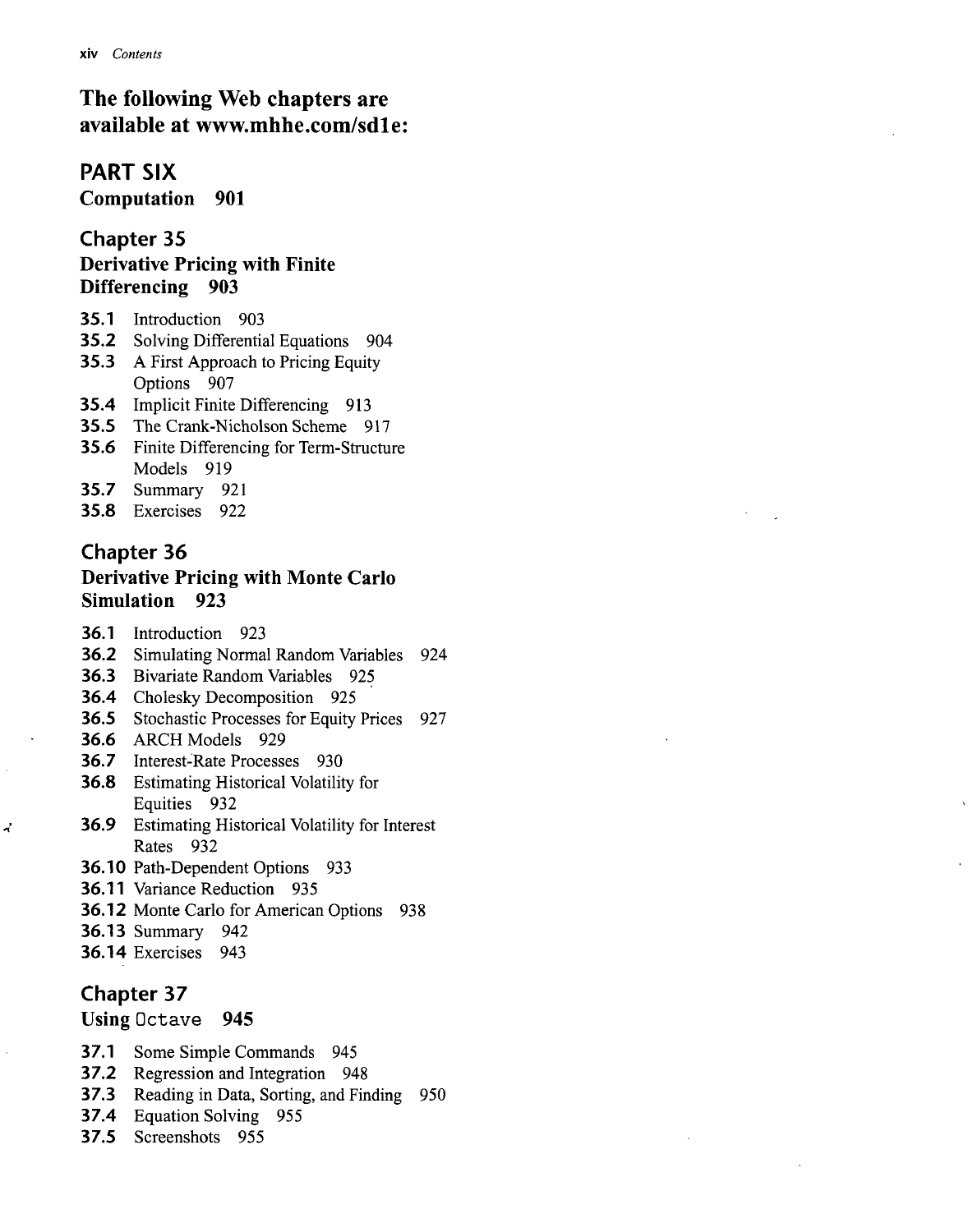**The following Web chapters are available at www.mhhe.com/sd1e:**

## PART SIX

**Computation 901**

### Chapter 35

**Derivative Pricing with Finite Differencing 903**

- **35.1** Introduction 903
- **35.2** Solving Differential Equations 904
- **35.3** A First Approach to Pricing Equity Options 907
- **35.4** Implicit Finite Differencing 913
- **35.5** The Crank-Nicholson Scheme 917
- **35.6** Finite Differencing for Term-Structure Models 919
- **35.7** Summary 921
- **35.8** Exercises 922

### Chapter 36

**Derivative Pricing with Monte Carlo Simulation 923**

- **36.1** Introduction 923
- **36.2** Simulating Normal Random Variables 924
- **36.3** Bivariate Random Variables 925
- **36.4** Cholesky Decomposition 925
- **36.5** Stochastic Processes for Equity Prices 927
- **36.6** ARCH Models 929
- **36.7** Interest-Rate Processes 930
- **36.8** Estimating Historical Volatility for Equities 932
- **36.9** Estimating Historical Volatility for Interest Rates 932
- **36.10** Path-Dependent Options 933
- **36.11** Variance Reduction 935
- **36.12** Monte Carlo for American Options 938
- **36.13** Summary 942
- **36.14** Exercises 943

### Chapter 37

**Using `Octave` 945**

- **37.1** Some Simple Commands 945
- **37.2** Regression and Integration 948
- **37.3** Reading in Data, Sorting, and Finding 950
- **37.4** Equation Solving 955
- **37.5** Screenshots 955